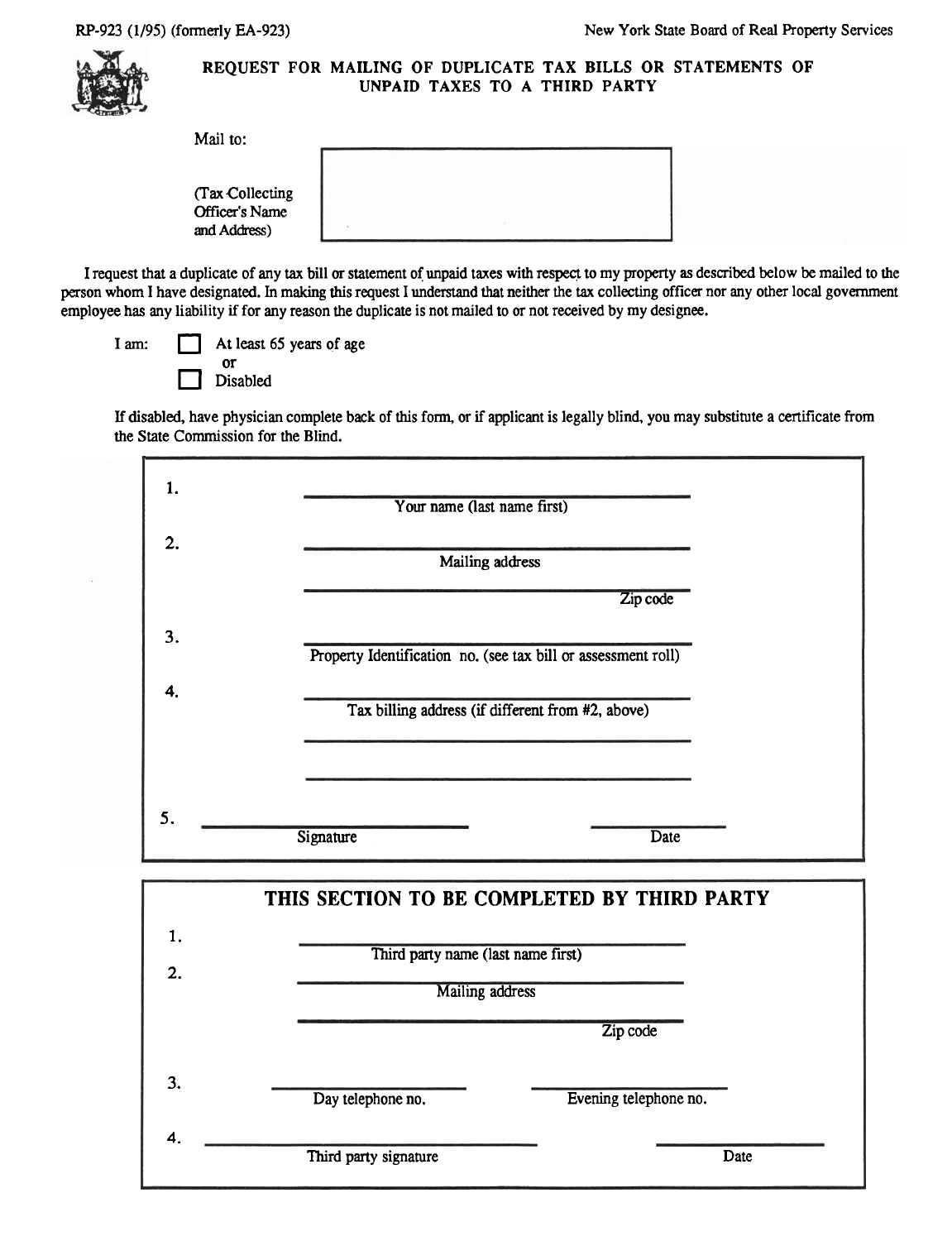RP-923 (1/95) (formerly EA-923)

New York State Board of Real Property Services

# REQUEST FOR MAILING OF DUPLICATE TAX BILLS OR STATEMENTS OF UNPAID TAXES TO A THIRD PARTY

Mail to:

(Tax Collecting Officer's Name and Address)

I request that a duplicate of any tax bill or statement of unpaid taxes with respect to my property as described below be mailed to the person whom I have designated. In making this request I understand that neither the tax collecting officer nor any other local government employee has any liability if for any reason the duplicate is not mailed to or not received by my designee.

I am:
- ☐ At least 65 years of age
  or
- ☐ Disabled

If disabled, have physician complete back of this form, or if applicant is legally blind, you may substitute a certificate from the State Commission for the Blind.

1. ______________________________
   Your name (last name first)

2. ______________________________
   Mailing address

   ______________________________ Zip code

3. ______________________________
   Property Identification no. (see tax bill or assessment roll)

4. ______________________________
   Tax billing address (if different from #2, above)

   ______________________________

   ______________________________

5. ______________________________ Signature ______________ Date

## THIS SECTION TO BE COMPLETED BY THIRD PARTY

1. ______________________________
   Third party name (last name first)

2. ______________________________
   Mailing address

   ______________________________ Zip code

3. ______________ Day telephone no. ______________ Evening telephone no.

4. ______________________________ Third party signature ______________ Date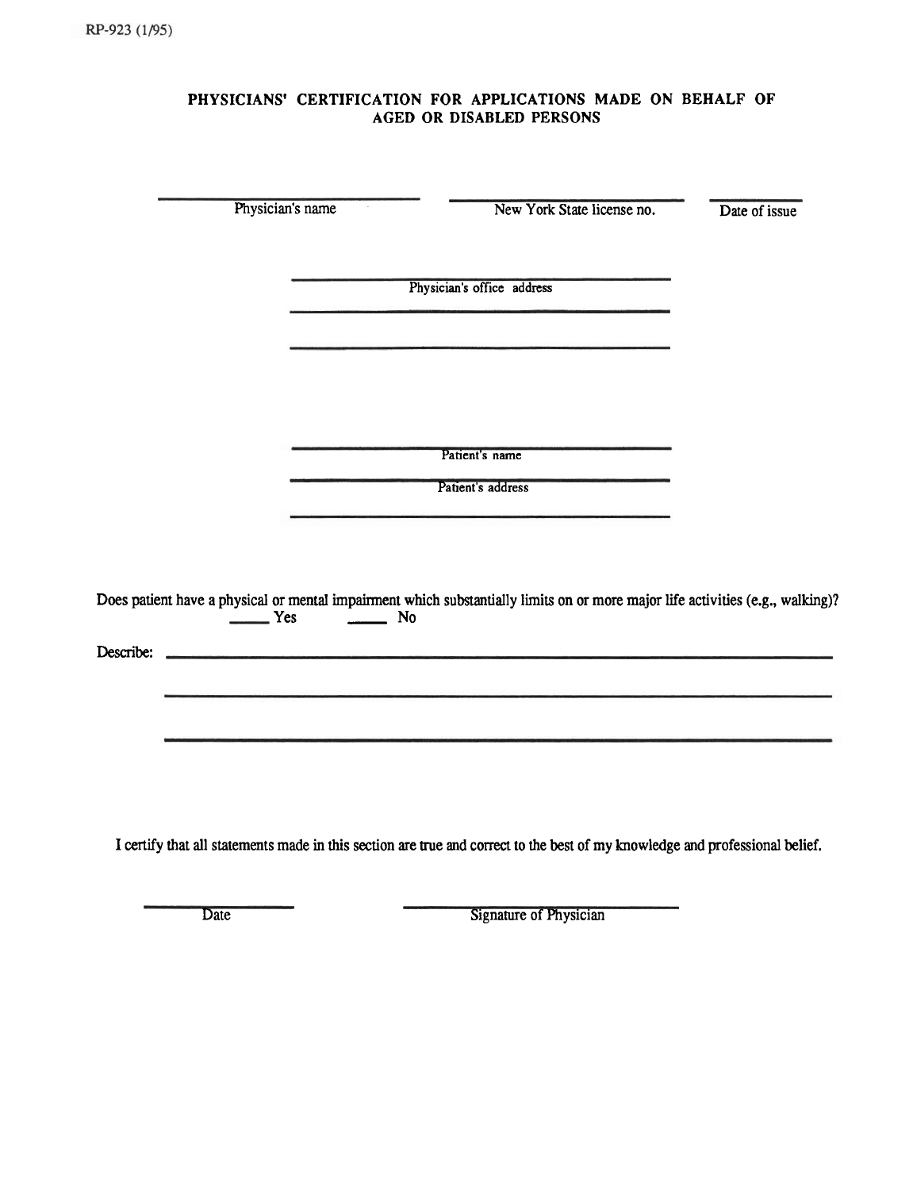RP-923 (1/95)

## PHYSICIANS' CERTIFICATION FOR APPLICATIONS MADE ON BEHALF OF AGED OR DISABLED PERSONS

| | | |
|---|---|---|
| ______________________ | ______________________ | __________ |
| Physician's name | New York State license no. | Date of issue |

______________________________
Physician's office address
______________________________
______________________________

______________________________
Patient's name
______________________________
Patient's address
______________________________

Does patient have a physical or mental impairment which substantially limits on or more major life activities (e.g., walking)?

_____ Yes    _____ No

Describe: ______________________________________________________________

______________________________________________________________

______________________________________________________________

I certify that all statements made in this section are true and correct to the best of my knowledge and professional belief.

| | |
|---|---|
| ______________ | ______________________ |
| Date | Signature of Physician |